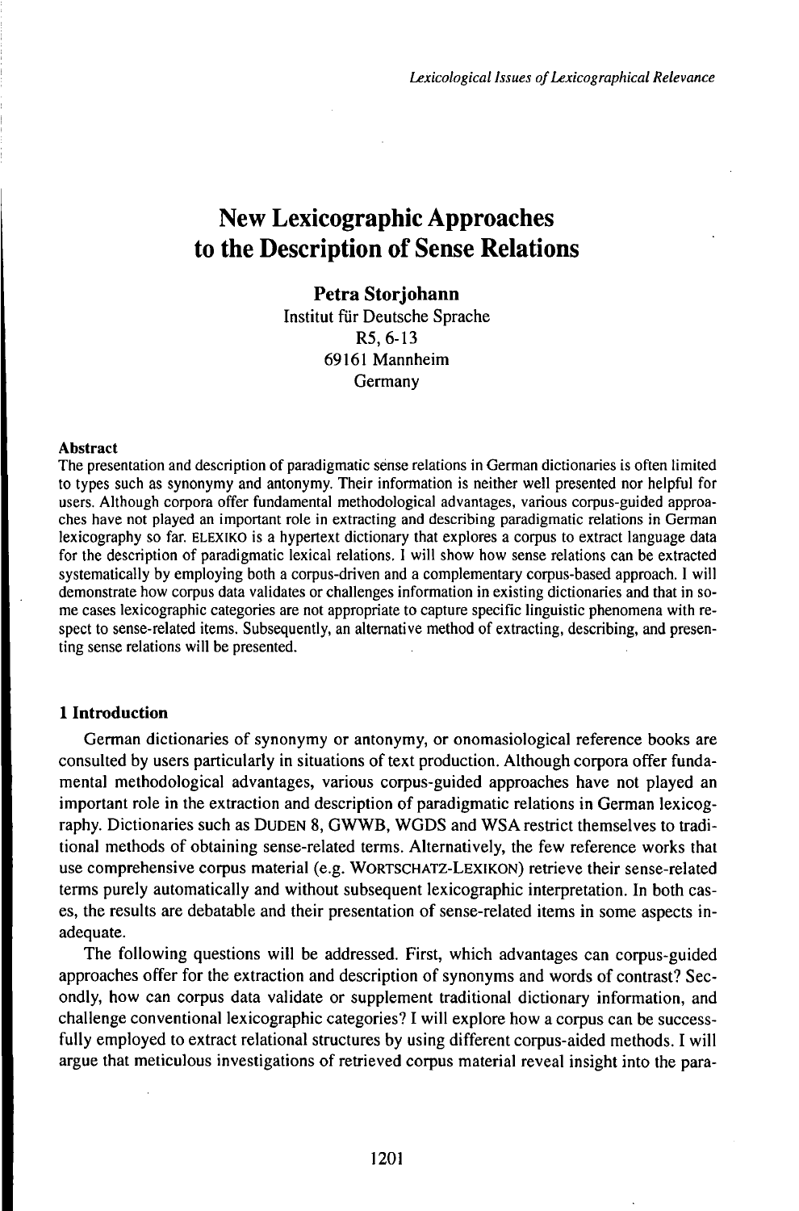# New Lexicographic Approaches to the Description of Sense Relations

**Petra Storjohann**
Institut für Deutsche Sprache
R5, 6-13
69161 Mannheim
Germany

**Abstract**

The presentation and description of paradigmatic sense relations in German dictionaries is often limited to types such as synonymy and antonymy. Their information is neither well presented nor helpful for users. Although corpora offer fundamental methodological advantages, various corpus-guided approaches have not played an important role in extracting and describing paradigmatic relations in German lexicography so far. ELEXIKO is a hypertext dictionary that explores a corpus to extract language data for the description of paradigmatic lexical relations. I will show how sense relations can be extracted systematically by employing both a corpus-driven and a complementary corpus-based approach. I will demonstrate how corpus data validates or challenges information in existing dictionaries and that in some cases lexicographic categories are not appropriate to capture specific linguistic phenomena with respect to sense-related items. Subsequently, an alternative method of extracting, describing, and presenting sense relations will be presented.

## 1 Introduction

German dictionaries of synonymy or antonymy, or onomasiological reference books are consulted by users particularly in situations of text production. Although corpora offer fundamental methodological advantages, various corpus-guided approaches have not played an important role in the extraction and description of paradigmatic relations in German lexicography. Dictionaries such as DUDEN 8, GWWB, WGDS and WSA restrict themselves to traditional methods of obtaining sense-related terms. Alternatively, the few reference works that use comprehensive corpus material (e.g. WORTSCHATZ-LEXIKON) retrieve their sense-related terms purely automatically and without subsequent lexicographic interpretation. In both cases, the results are debatable and their presentation of sense-related items in some aspects inadequate.

The following questions will be addressed. First, which advantages can corpus-guided approaches offer for the extraction and description of synonyms and words of contrast? Secondly, how can corpus data validate or supplement traditional dictionary information, and challenge conventional lexicographic categories? I will explore how a corpus can be successfully employed to extract relational structures by using different corpus-aided methods. I will argue that meticulous investigations of retrieved corpus material reveal insight into the para-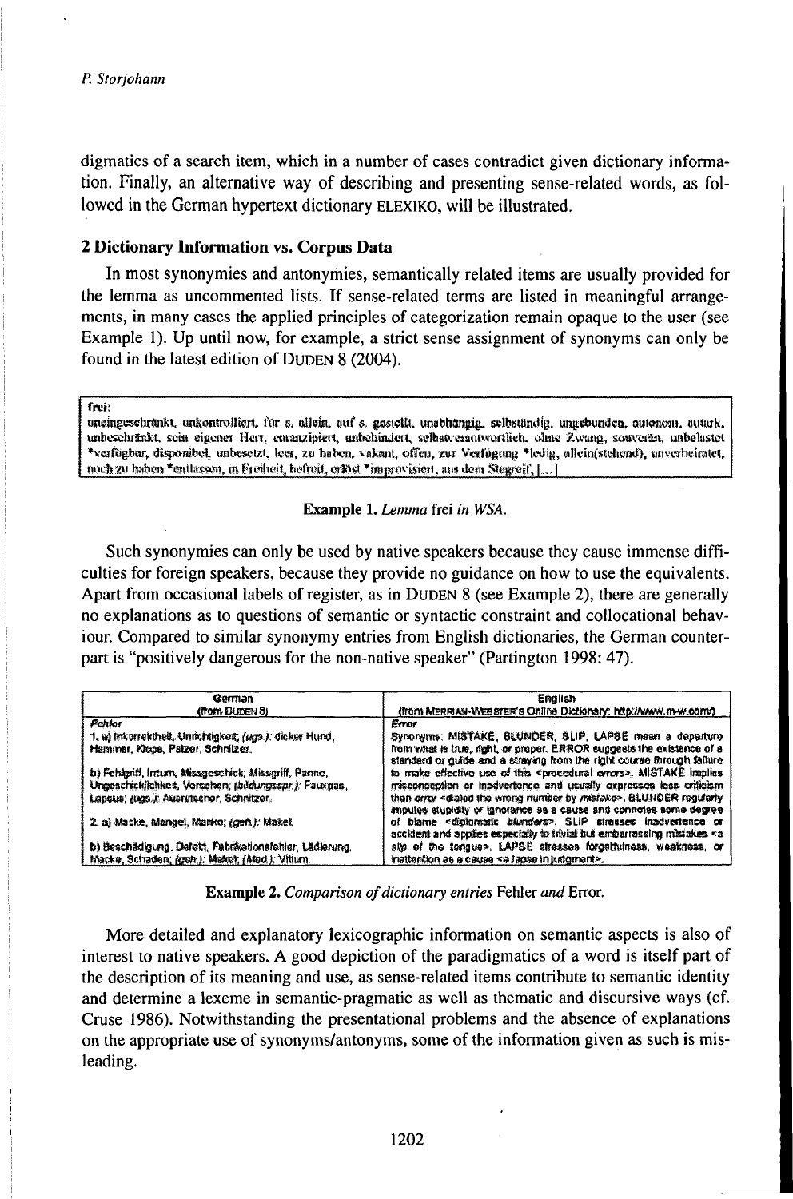digmatics of a search item, which in a number of cases contradict given dictionary information. Finally, an alternative way of describing and presenting sense-related words, as followed in the German hypertext dictionary ELEXIKO, will be illustrated.

## 2 Dictionary Information vs. Corpus Data

In most synonymies and antonymies, semantically related items are usually provided for the lemma as uncommented lists. If sense-related terms are listed in meaningful arrangements, in many cases the applied principles of categorization remain opaque to the user (see Example 1). Up until now, for example, a strict sense assignment of synonyms can only be found in the latest edition of DUDEN 8 (2004).

> **frei:**
> uneingeschränkt, unkontrolliert, für s. allein, auf s. gestellt, unabhängig, selbständig, ungebunden, autonom, autark, unbeschränkt, sein eigener Herr, emanzipiert, unbehindert, selbstverantwortlich, ohne Zwang, souverän, unbelastet *verfügbar, disponibel, unbesetzt, leer, zu haben, vakant, offen, zur Verfügung *ledig, allein(stehend), unverheiratet, noch zu haben *entlassen, in Freiheit, befreit, erlöst *improvisiert, aus dem Stegreif, [...]

**Example 1.** *Lemma* frei *in WSA.*

Such synonymies can only be used by native speakers because they cause immense difficulties for foreign speakers, because they provide no guidance on how to use the equivalents. Apart from occasional labels of register, as in DUDEN 8 (see Example 2), there are generally no explanations as to questions of semantic or syntactic constraint and collocational behaviour. Compared to similar synonymy entries from English dictionaries, the German counterpart is "positively dangerous for the non-native speaker" (Partington 1998: 47).

| German (from DUDEN 8) | English (from MERRIAM-WEBSTER'S Online Dictionary: http://www.m-w.com/) |
|---|---|
| *Fehler*<br>1. a) Inkorrektheit, Unrichtigkeit; *(ugs.)*: dicker Hund, Hammer, Klops, Patzer, Schnitzer.<br>b) Fehlgriff, Irrtum, Missgeschick, Missgriff, Panne, Ungeschicklichkeit, Versehen; *(bildungsspr.)*: Fauxpas, Lapsus; *(ugs.)*: Ausrutscher, Schnitzer.<br>2. a) Macke, Mangel, Manko; *(geh.)*: Makel.<br>b) Beschädigung, Defekt, Fabrikationsfehler, Läsierung, Macke, Schaden; *(geh.)*: Makel; *(Med.)*: Vitium. | *Error*<br>Synonyms: MISTAKE, BLUNDER, SLIP, LAPSE mean a departure from what is true, right, or proper. ERROR suggests the existence of a standard or guide and a straying from the right course through failure to make effective use of this <procedural *errors*>. MISTAKE implies misconception or inadvertence and usually expresses less criticism than *error* <dialed the wrong number by *mistake*>. BLUNDER regularly imputes stupidity or ignorance as a cause and connotes some degree of blame <diplomatic *blunders*>. SLIP stresses inadvertence or accident and applies especially to trivial but embarrassing mistakes <a *slip* of the tongue>. LAPSE stresses forgetfulness, weakness, or inattention as a cause <a *lapse* in judgment>. |

**Example 2.** *Comparison of dictionary entries* Fehler *and* Error.

More detailed and explanatory lexicographic information on semantic aspects is also of interest to native speakers. A good depiction of the paradigmatics of a word is itself part of the description of its meaning and use, as sense-related items contribute to semantic identity and determine a lexeme in semantic-pragmatic as well as thematic and discursive ways (cf. Cruse 1986). Notwithstanding the presentational problems and the absence of explanations on the appropriate use of synonyms/antonyms, some of the information given as such is misleading.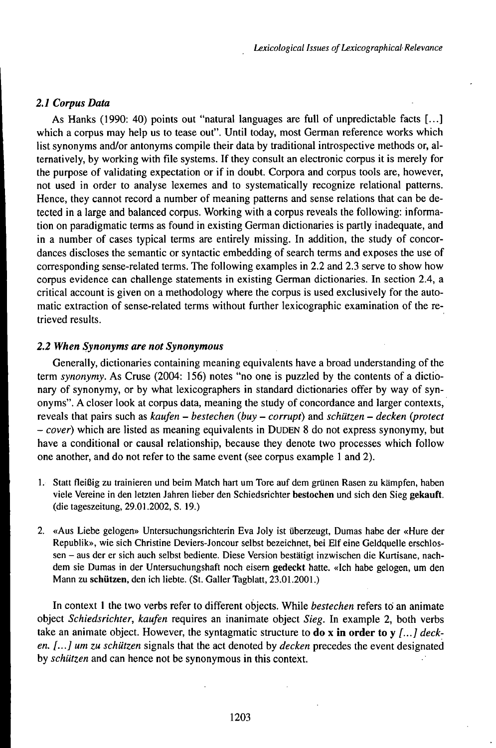### *2.1 Corpus Data*

As Hanks (1990: 40) points out "natural languages are full of unpredictable facts [...] which a corpus may help us to tease out". Until today, most German reference works which list synonyms and/or antonyms compile their data by traditional introspective methods or, alternatively, by working with file systems. If they consult an electronic corpus it is merely for the purpose of validating expectation or if in doubt. Corpora and corpus tools are, however, not used in order to analyse lexemes and to systematically recognize relational patterns. Hence, they cannot record a number of meaning patterns and sense relations that can be detected in a large and balanced corpus. Working with a corpus reveals the following: information on paradigmatic terms as found in existing German dictionaries is partly inadequate, and in a number of cases typical terms are entirely missing. In addition, the study of concordances discloses the semantic or syntactic embedding of search terms and exposes the use of corresponding sense-related terms. The following examples in 2.2 and 2.3 serve to show how corpus evidence can challenge statements in existing German dictionaries. In section 2.4, a critical account is given on a methodology where the corpus is used exclusively for the automatic extraction of sense-related terms without further lexicographic examination of the retrieved results.

### *2.2 When Synonyms are not Synonymous*

Generally, dictionaries containing meaning equivalents have a broad understanding of the term *synonymy*. As Cruse (2004: 156) notes "no one is puzzled by the contents of a dictionary of synonymy, or by what lexicographers in standard dictionaries offer by way of synonyms". A closer look at corpus data, meaning the study of concordance and larger contexts, reveals that pairs such as *kaufen – bestechen* (*buy – corrupt*) and *schützen – decken* (*protect – cover*) which are listed as meaning equivalents in DUDEN 8 do not express synonymy, but have a conditional or causal relationship, because they denote two processes which follow one another, and do not refer to the same event (see corpus example 1 and 2).

1. Statt fleißig zu trainieren und beim Match hart um Tore auf dem grünen Rasen zu kämpfen, haben viele Vereine in den letzten Jahren lieber den Schiedsrichter **bestochen** und sich den Sieg **gekauft**. (die tageszeitung, 29.01.2002, S. 19.)

2. «Aus Liebe gelogen» Untersuchungsrichterin Eva Joly ist überzeugt, Dumas habe der «Hure der Republik», wie sich Christine Deviers-Joncour selbst bezeichnet, bei Elf eine Geldquelle erschlossen – aus der er sich auch selbst bediente. Diese Version bestätigt inzwischen die Kurtisane, nachdem sie Dumas in der Untersuchungshaft noch eisern **gedeckt** hatte. «Ich habe gelogen, um den Mann zu **schützen**, den ich liebte. (St. Galler Tagblatt, 23.01.2001.)

In context 1 the two verbs refer to different objects. While *bestechen* refers to an animate object *Schiedsrichter*, *kaufen* requires an inanimate object *Sieg*. In example 2, both verbs take an animate object. However, the syntagmatic structure to **do x in order to y** *[...] decken. [...] um zu schützen* signals that the act denoted by *decken* precedes the event designated by *schützen* and can hence not be synonymous in this context.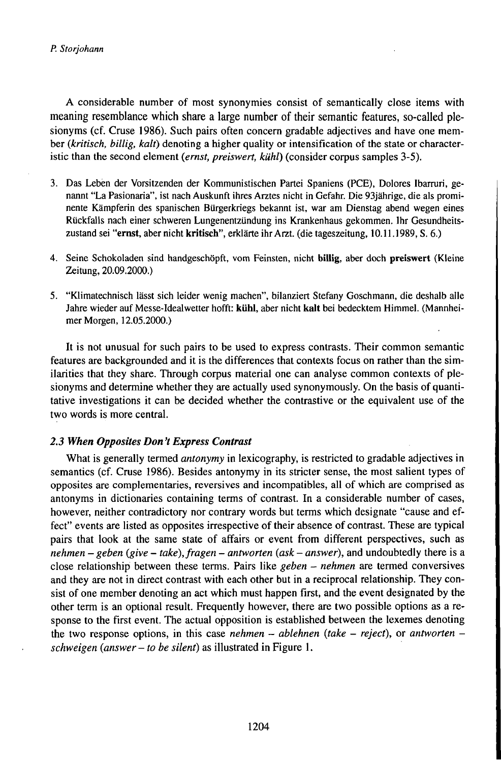A considerable number of most synonymies consist of semantically close items with meaning resemblance which share a large number of their semantic features, so-called plesionyms (cf. Cruse 1986). Such pairs often concern gradable adjectives and have one member (*kritisch, billig, kalt*) denoting a higher quality or intensification of the state or characteristic than the second element (*ernst, preiswert, kühl*) (consider corpus samples 3-5).

3. Das Leben der Vorsitzenden der Kommunistischen Partei Spaniens (PCE), Dolores Ibarruri, genannt "La Pasionaria", ist nach Auskunft ihres Arztes nicht in Gefahr. Die 93jährige, die als prominente Kämpferin des spanischen Bürgerkriegs bekannt ist, war am Dienstag abend wegen eines Rückfalls nach einer schweren Lungenentzündung ins Krankenhaus gekommen. Ihr Gesundheitszustand sei "**ernst**, aber nicht **kritisch**", erklärte ihr Arzt. (die tageszeitung, 10.11.1989, S. 6.)

4. Seine Schokoladen sind handgeschöpft, vom Feinsten, nicht **billig**, aber doch **preiswert** (Kleine Zeitung, 20.09.2000.)

5. "Klimatechnisch lässt sich leider wenig machen", bilanziert Stefany Goschmann, die deshalb alle Jahre wieder auf Messe-Idealwetter hofft: **kühl**, aber nicht **kalt** bei bedecktem Himmel. (Mannheimer Morgen, 12.05.2000.)

It is not unusual for such pairs to be used to express contrasts. Their common semantic features are backgrounded and it is the differences that contexts focus on rather than the similarities that they share. Through corpus material one can analyse common contexts of plesionyms and determine whether they are actually used synonymously. On the basis of quantitative investigations it can be decided whether the contrastive or the equivalent use of the two words is more central.

### *2.3 When Opposites Don't Express Contrast*

What is generally termed *antonymy* in lexicography, is restricted to gradable adjectives in semantics (cf. Cruse 1986). Besides antonymy in its stricter sense, the most salient types of opposites are complementaries, reversives and incompatibles, all of which are comprised as antonyms in dictionaries containing terms of contrast. In a considerable number of cases, however, neither contradictory nor contrary words but terms which designate "cause and effect" events are listed as opposites irrespective of their absence of contrast. These are typical pairs that look at the same state of affairs or event from different perspectives, such as *nehmen – geben* (*give – take*), *fragen – antworten* (*ask – answer*), and undoubtedly there is a close relationship between these terms. Pairs like *geben – nehmen* are termed conversives and they are not in direct contrast with each other but in a reciprocal relationship. They consist of one member denoting an act which must happen first, and the event designated by the other term is an optional result. Frequently however, there are two possible options as a response to the first event. The actual opposition is established between the lexemes denoting the two response options, in this case *nehmen – ablehnen* (*take – reject*), or *antworten – schweigen* (*answer – to be silent*) as illustrated in Figure 1.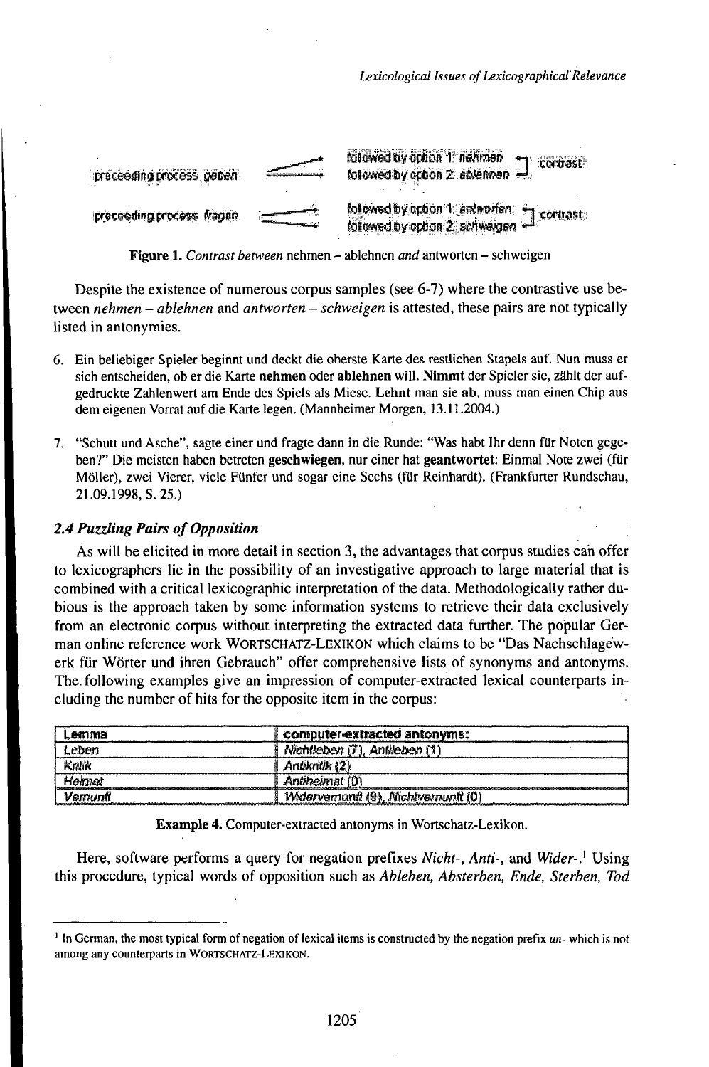| | | | |
|---|---|---|---|
| preceding process *geben* | → | followed by option 1: *nehmen* | contrast |
| | → | followed by option 2: *ablehnen* | |
| preceding process *fragen* | → | followed by option 1: *antworten* | contrast |
| | → | followed by option 2: *schweigen* | |

**Figure 1.** *Contrast between* nehmen – ablehnen *and* antworten – schweigen

Despite the existence of numerous corpus samples (see 6-7) where the contrastive use between *nehmen – ablehnen* and *antworten – schweigen* is attested, these pairs are not typically listed in antonymies.

6. Ein beliebiger Spieler beginnt und deckt die oberste Karte des restlichen Stapels auf. Nun muss er sich entscheiden, ob er die Karte **nehmen** oder **ablehnen** will. **Nimmt** der Spieler sie, zählt der aufgedruckte Zahlenwert am Ende des Spiels als Miese. **Lehnt** man sie **ab**, muss man einen Chip aus dem eigenen Vorrat auf die Karte legen. (Mannheimer Morgen, 13.11.2004.)

7. "Schutt und Asche", sagte einer und fragte dann in die Runde: "Was habt Ihr denn für Noten gegeben?" Die meisten haben betreten **geschwiegen**, nur einer hat **geantwortet**: Einmal Note zwei (für Möller), zwei Vierer, viele Fünfer und sogar eine Sechs (für Reinhardt). (Frankfurter Rundschau, 21.09.1998, S. 25.)

### *2.4 Puzzling Pairs of Opposition*

As will be elicited in more detail in section 3, the advantages that corpus studies can offer to lexicographers lie in the possibility of an investigative approach to large material that is combined with a critical lexicographic interpretation of the data. Methodologically rather dubious is the approach taken by some information systems to retrieve their data exclusively from an electronic corpus without interpreting the extracted data further. The popular German online reference work WORTSCHATZ-LEXIKON which claims to be "Das Nachschlagewerk für Wörter und ihren Gebrauch" offer comprehensive lists of synonyms and antonyms. The following examples give an impression of computer-extracted lexical counterparts including the number of hits for the opposite item in the corpus:

| Lemma | computer-extracted antonyms: |
|---|---|
| *Leben* | *Nichtleben* (7), *Antileben* (1) |
| *Kritik* | *Antikritik* (2) |
| *Heimat* | *Antiheimat* (0) |
| *Vernunft* | *Widervernunft* (9), *Nichtvernunft* (0) |

**Example 4.** Computer-extracted antonyms in Wortschatz-Lexikon.

Here, software performs a query for negation prefixes *Nicht-*, *Anti-*, and *Wider-*.[1] Using this procedure, typical words of opposition such as *Ableben, Absterben, Ende, Sterben, Tod*

---

[1] In German, the most typical form of negation of lexical items is constructed by the negation prefix *un-* which is not among any counterparts in WORTSCHATZ-LEXIKON.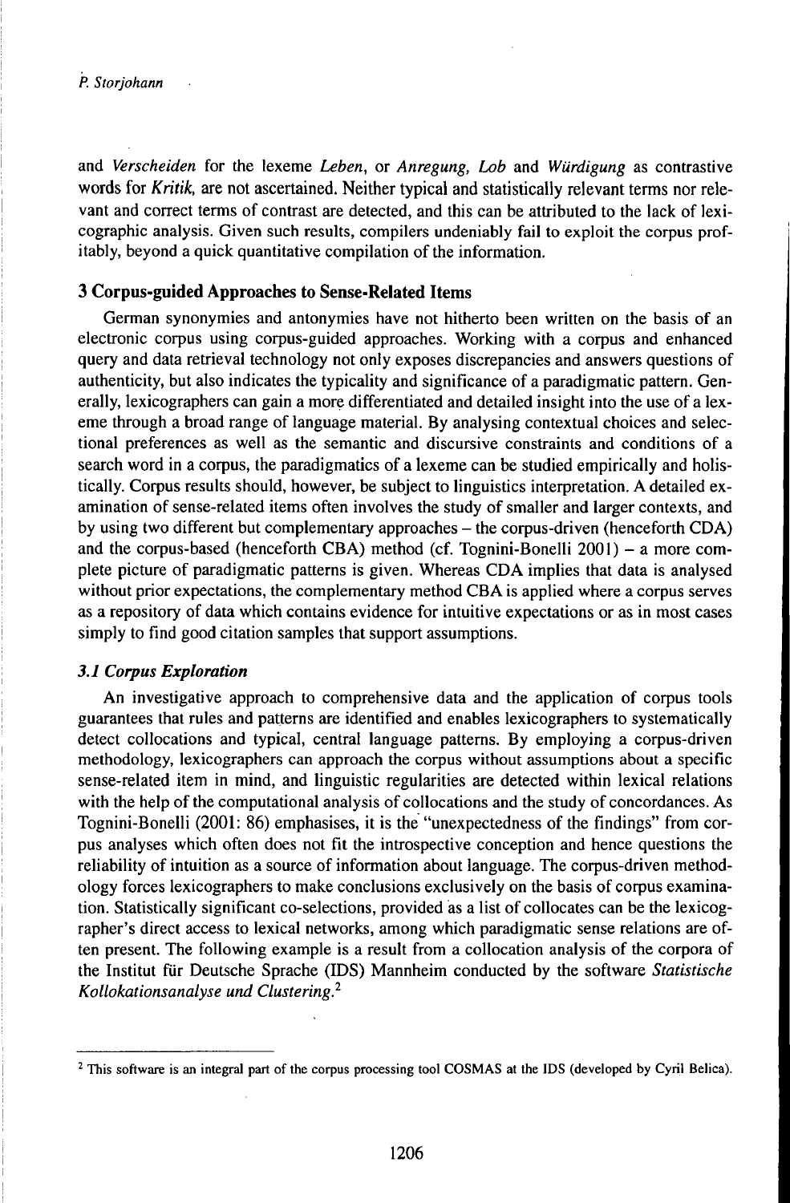and *Verscheiden* for the lexeme *Leben*, or *Anregung, Lob* and *Würdigung* as contrastive words for *Kritik*, are not ascertained. Neither typical and statistically relevant terms nor relevant and correct terms of contrast are detected, and this can be attributed to the lack of lexicographic analysis. Given such results, compilers undeniably fail to exploit the corpus profitably, beyond a quick quantitative compilation of the information.

## 3 Corpus-guided Approaches to Sense-Related Items

German synonymies and antonymies have not hitherto been written on the basis of an electronic corpus using corpus-guided approaches. Working with a corpus and enhanced query and data retrieval technology not only exposes discrepancies and answers questions of authenticity, but also indicates the typicality and significance of a paradigmatic pattern. Generally, lexicographers can gain a more differentiated and detailed insight into the use of a lexeme through a broad range of language material. By analysing contextual choices and selectional preferences as well as the semantic and discursive constraints and conditions of a search word in a corpus, the paradigmatics of a lexeme can be studied empirically and holistically. Corpus results should, however, be subject to linguistics interpretation. A detailed examination of sense-related items often involves the study of smaller and larger contexts, and by using two different but complementary approaches – the corpus-driven (henceforth CDA) and the corpus-based (henceforth CBA) method (cf. Tognini-Bonelli 2001) – a more complete picture of paradigmatic patterns is given. Whereas CDA implies that data is analysed without prior expectations, the complementary method CBA is applied where a corpus serves as a repository of data which contains evidence for intuitive expectations or as in most cases simply to find good citation samples that support assumptions.

### *3.1 Corpus Exploration*

An investigative approach to comprehensive data and the application of corpus tools guarantees that rules and patterns are identified and enables lexicographers to systematically detect collocations and typical, central language patterns. By employing a corpus-driven methodology, lexicographers can approach the corpus without assumptions about a specific sense-related item in mind, and linguistic regularities are detected within lexical relations with the help of the computational analysis of collocations and the study of concordances. As Tognini-Bonelli (2001: 86) emphasises, it is the "unexpectedness of the findings" from corpus analyses which often does not fit the introspective conception and hence questions the reliability of intuition as a source of information about language. The corpus-driven methodology forces lexicographers to make conclusions exclusively on the basis of corpus examination. Statistically significant co-selections, provided as a list of collocates can be the lexicographer's direct access to lexical networks, among which paradigmatic sense relations are often present. The following example is a result from a collocation analysis of the corpora of the Institut für Deutsche Sprache (IDS) Mannheim conducted by the software *Statistische Kollokationsanalyse und Clustering.*[2]

---

[2] This software is an integral part of the corpus processing tool COSMAS at the IDS (developed by Cyril Belica).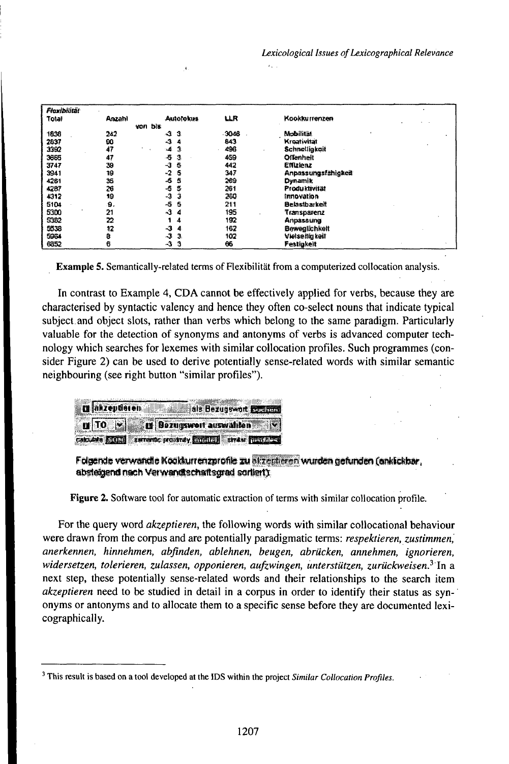| Flexibilität | | | | |
|---|---|---|---|---|
| Total | Anzahl | Autofokus von bis | LLR | Kookkurrenzen |
| 1636 | 242 | -3 3 | 3048 | Mobilität |
| 2837 | 60 | -3 4 | 843 | Kreativität |
| 3392 | 47 | -4 3 | 496 | Schnelligkeit |
| 3665 | 47 | -5 3 | 459 | Offenheit |
| 3747 | 39 | -3 5 | 442 | Effizienz |
| 3941 | 19 | -2 5 | 347 | Anpassungsfähigkeit |
| 4261 | 35 | -5 5 | 289 | Dynamik |
| 4287 | 26 | -5 5 | 261 | Produktivität |
| 4312 | 19 | -3 3 | 260 | Innovation |
| 5104 | 9 | -5 5 | 211 | Selbstbarkeit |
| 5300 | 21 | -3 4 | 195 | Transparenz |
| 5382 | 22 | 1 4 | 192 | Anpassung |
| 5538 | 12 | -3 4 | 162 | Beweglichkeit |
| 5964 | 8 | -3 3 | 102 | Vielseitigkeit |
| 6852 | 6 | -3 3 | 66 | Festigkeit |

**Example 5.** Semantically-related terms of Flexibilität from a computerized collocation analysis.

In contrast to Example 4, CDA cannot be effectively applied for verbs, because they are characterised by syntactic valency and hence they often co-select nouns that indicate typical subject and object slots, rather than verbs which belong to the same paradigm. Particularly valuable for the detection of synonyms and antonyms of verbs is advanced computer technology which searches for lexemes with similar collocation profiles. Such programmes (consider Figure 2) can be used to derive potentially sense-related words with similar semantic neighbouring (see right button "similar profiles").

akzeptieren als Bezugswort suchen
TO Bezugswort auswählen
calculate semantic proximity similar profiles

Folgende verwandte Kookkurrenzprofile zu akzeptieren wurden gefunden (anklickbar, absteigend nach Verwandtschaftsgrad sortiert):

**Figure 2.** Software tool for automatic extraction of terms with similar collocation profile.

For the query word *akzeptieren*, the following words with similar collocational behaviour were drawn from the corpus and are potentially paradigmatic terms: *respektieren, zustimmen, anerkennen, hinnehmen, abfinden, ablehnen, beugen, abrücken, annehmen, ignorieren, widersetzen, tolerieren, zulassen, opponieren, aufzwingen, unterstützen, zurückweisen*.[3] In a next step, these potentially sense-related words and their relationships to the search item *akzeptieren* need to be studied in detail in a corpus in order to identify their status as synonyms or antonyms and to allocate them to a specific sense before they are documented lexicographically.

[3] This result is based on a tool developed at the IDS within the project *Similar Collocation Profiles*.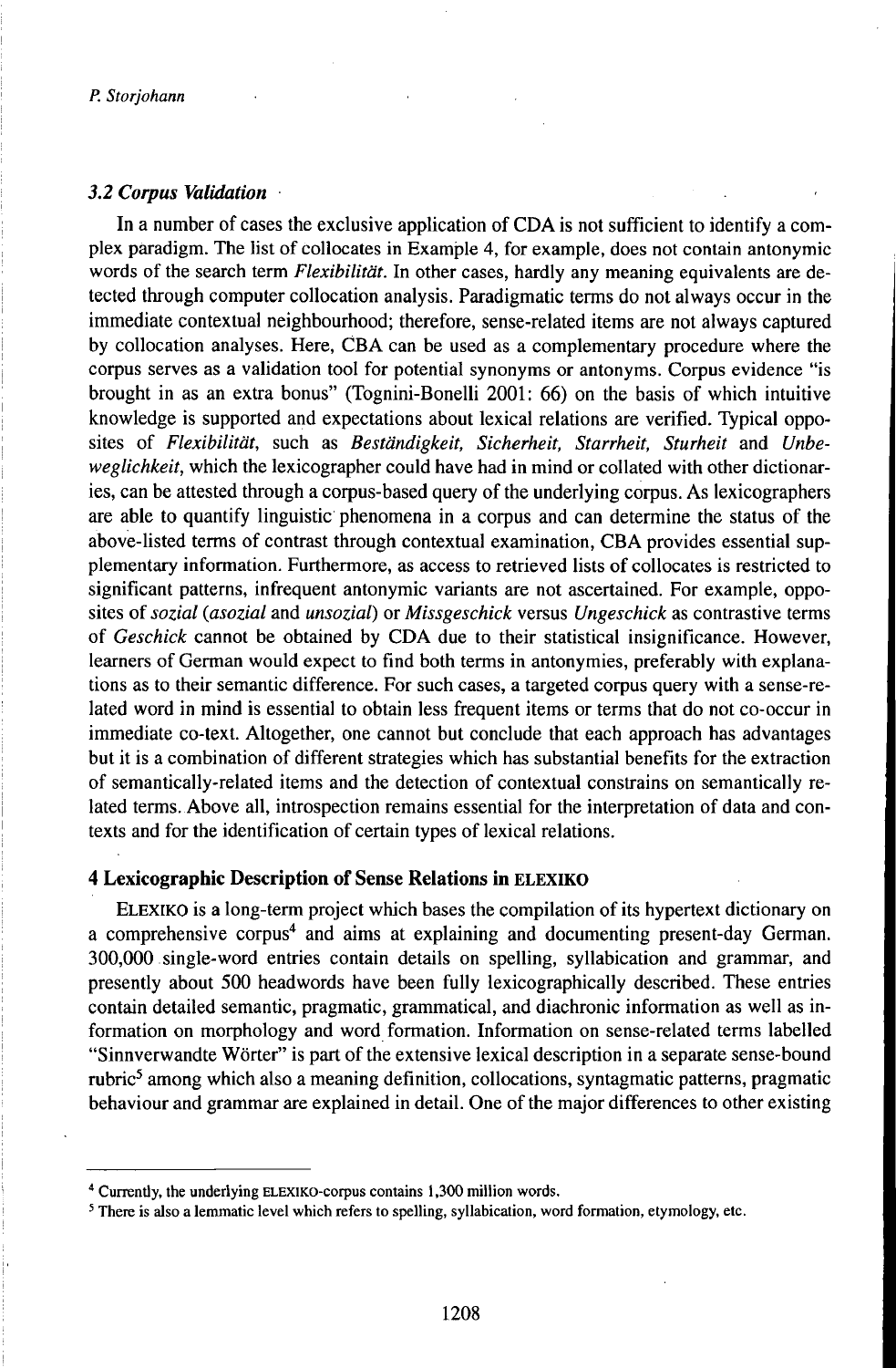### 3.2 Corpus Validation

In a number of cases the exclusive application of CDA is not sufficient to identify a complex paradigm. The list of collocates in Example 4, for example, does not contain antonymic words of the search term *Flexibilität*. In other cases, hardly any meaning equivalents are detected through computer collocation analysis. Paradigmatic terms do not always occur in the immediate contextual neighbourhood; therefore, sense-related items are not always captured by collocation analyses. Here, CBA can be used as a complementary procedure where the corpus serves as a validation tool for potential synonyms or antonyms. Corpus evidence "is brought in as an extra bonus" (Tognini-Bonelli 2001: 66) on the basis of which intuitive knowledge is supported and expectations about lexical relations are verified. Typical opposites of *Flexibilität*, such as *Beständigkeit, Sicherheit, Starrheit, Sturheit* and *Unbeweglichkeit*, which the lexicographer could have had in mind or collated with other dictionaries, can be attested through a corpus-based query of the underlying corpus. As lexicographers are able to quantify linguistic phenomena in a corpus and can determine the status of the above-listed terms of contrast through contextual examination, CBA provides essential supplementary information. Furthermore, as access to retrieved lists of collocates is restricted to significant patterns, infrequent antonymic variants are not ascertained. For example, opposites of *sozial* (*asozial* and *unsozial*) or *Missgeschick* versus *Ungeschick* as contrastive terms of *Geschick* cannot be obtained by CDA due to their statistical insignificance. However, learners of German would expect to find both terms in antonymies, preferably with explanations as to their semantic difference. For such cases, a targeted corpus query with a sense-related word in mind is essential to obtain less frequent items or terms that do not co-occur in immediate co-text. Altogether, one cannot but conclude that each approach has advantages but it is a combination of different strategies which has substantial benefits for the extraction of semantically-related items and the detection of contextual constrains on semantically related terms. Above all, introspection remains essential for the interpretation of data and contexts and for the identification of certain types of lexical relations.

## 4 Lexicographic Description of Sense Relations in ELEXIKO

ELEXIKO is a long-term project which bases the compilation of its hypertext dictionary on a comprehensive corpus[4] and aims at explaining and documenting present-day German. 300,000 single-word entries contain details on spelling, syllabication and grammar, and presently about 500 headwords have been fully lexicographically described. These entries contain detailed semantic, pragmatic, grammatical, and diachronic information as well as information on morphology and word formation. Information on sense-related terms labelled "Sinnverwandte Wörter" is part of the extensive lexical description in a separate sense-bound rubric[5] among which also a meaning definition, collocations, syntagmatic patterns, pragmatic behaviour and grammar are explained in detail. One of the major differences to other existing

---

[4] Currently, the underlying ELEXIKO-corpus contains 1,300 million words.

[5] There is also a lemmatic level which refers to spelling, syllabication, word formation, etymology, etc.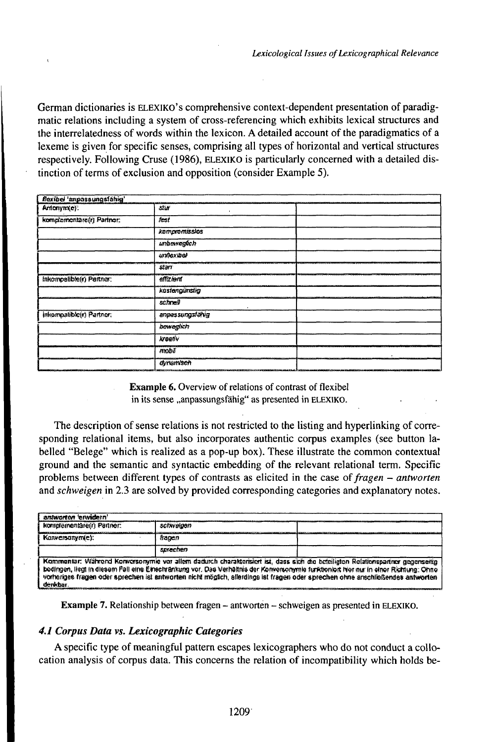German dictionaries is ELEXIKO's comprehensive context-dependent presentation of paradigmatic relations including a system of cross-referencing which exhibits lexical structures and the interrelatedness of words within the lexicon. A detailed account of the paradigmatics of a lexeme is given for specific senses, comprising all types of horizontal and vertical structures respectively. Following Cruse (1986), ELEXIKO is particularly concerned with a detailed distinction of terms of exclusion and opposition (consider Example 5).

| flexibel 'anpassungsfähig' | | |
|---|---|---|
| Antonym(e): | stur | |
| komplementäre(r) Partner: | fest | |
| | kompromisslos | |
| | unbeweglich | |
| | unflexibel | |
| | starr | |
| inkompatible(r) Partner: | effizient | |
| | kostengünstig | |
| | schnell | |
| inkompatible(r) Partner: | anpassungsfähig | |
| | beweglich | |
| | kreativ | |
| | mobil | |
| | dynamisch | |

**Example 6.** Overview of relations of contrast of flexibel in its sense „anpassungsfähig" as presented in ELEXIKO.

The description of sense relations is not restricted to the listing and hyperlinking of corresponding relational items, but also incorporates authentic corpus examples (see button labelled "Belege" which is realized as a pop-up box). These illustrate the common contextual ground and the semantic and syntactic embedding of the relevant relational term. Specific problems between different types of contrasts as elicited in the case of *fragen – antworten* and *schweigen* in 2.3 are solved by provided corresponding categories and explanatory notes.

| antworten 'erwidern' | | |
|---|---|---|
| komplementäre(r) Partner: | schweigen | |
| Konversonym(e): | fragen | |
| | sprechen | |
| Kommentar: Während Konversonymie vor allem dadurch charakterisiert ist, dass sich die beteiligten Relationspartner gegenseitig bedingen, liegt in diesem Fall eine Einschränkung vor. Das Verhältnis der Konversonymie funktioniert hier nur in einer Richtung: Ohne vorheriges fragen oder sprechen ist antworten nicht möglich, allerdings ist fragen oder sprechen ohne anschließendes antworten denkbar. | | |

**Example 7.** Relationship between fragen – antworten – schweigen as presented in ELEXIKO.

### *4.1 Corpus Data vs. Lexicographic Categories*

A specific type of meaningful pattern escapes lexicographers who do not conduct a collocation analysis of corpus data. This concerns the relation of incompatibility which holds be-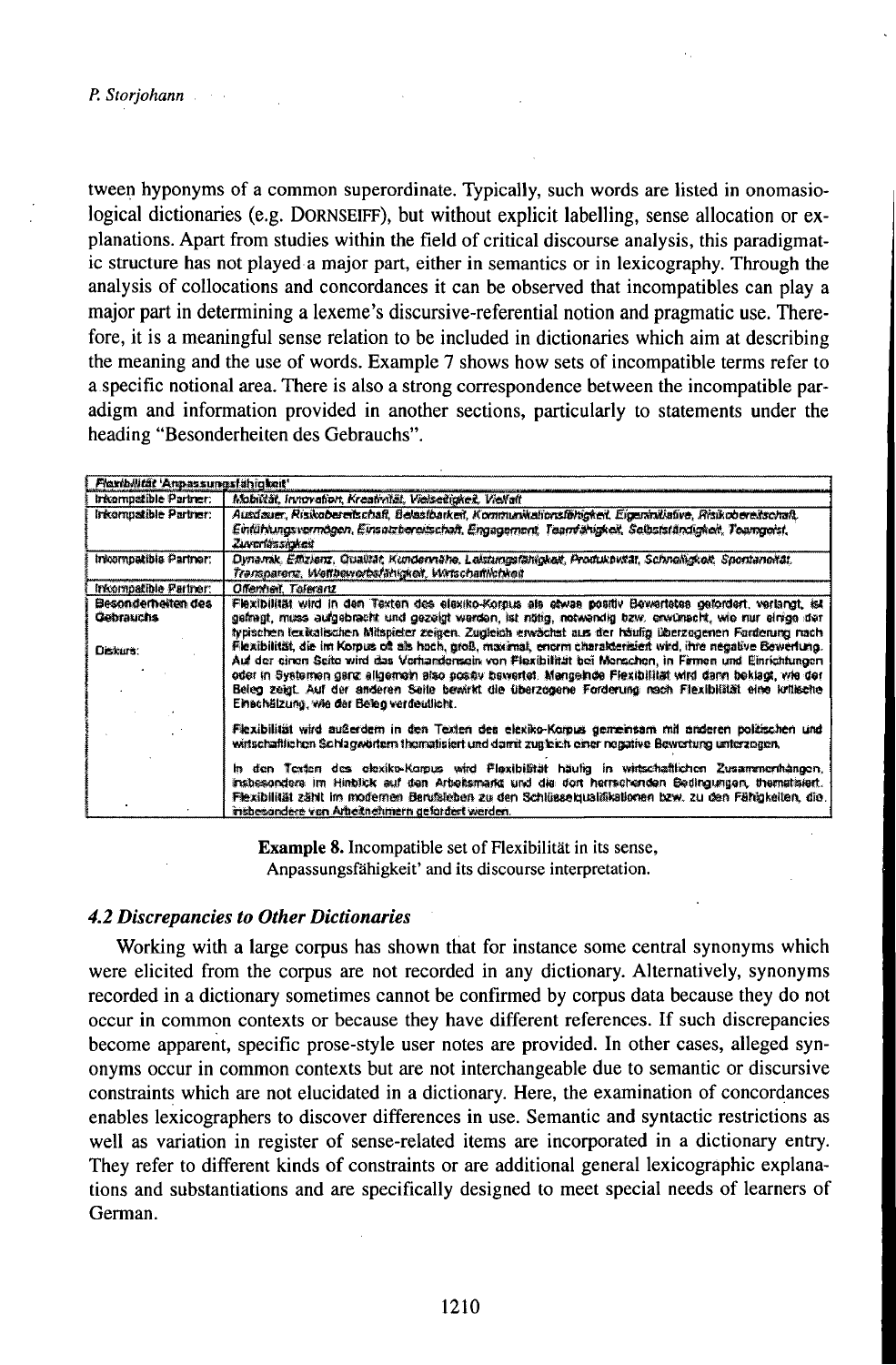tween hyponyms of a common superordinate. Typically, such words are listed in onomasiological dictionaries (e.g. DORNSEIFF), but without explicit labelling, sense allocation or explanations. Apart from studies within the field of critical discourse analysis, this paradigmatic structure has not played a major part, either in semantics or in lexicography. Through the analysis of collocations and concordances it can be observed that incompatibles can play a major part in determining a lexeme's discursive-referential notion and pragmatic use. Therefore, it is a meaningful sense relation to be included in dictionaries which aim at describing the meaning and the use of words. Example 7 shows how sets of incompatible terms refer to a specific notional area. There is also a strong correspondence between the incompatible paradigm and information provided in another sections, particularly to statements under the heading "Besonderheiten des Gebrauchs".

| *Flexibilität 'Anpassungsfähigkeit'* | |
|---|---|
| Inkompatible Partner: | *Mobilität, Innovation, Kreativität, Vielseitigkeit, Vielfalt* |
| Inkompatible Partner: | *Ausdauer, Risikobereitschaft, Belastbarkeit, Kommunikationsfähigkeit, Eigeninitiative, Risikobereitschaft, Einfühlungsvermögen, Einsatzbereitschaft, Engagement, Teamfähigkeit, Selbstständigkeit, Teamgeist, Zuverlässigkeit* |
| Inkompatible Partner: | *Dynamik, Effizienz, Qualität, Kundennähe, Leistungsfähigkeit, Produktivität, Schnelligkeit, Spontaneität, Transparenz, Wettbewerbsfähigkeit, Wirtschaftlichkeit* |
| Inkompatible Partner: | *Offenheit, Toleranz* |
| Besonderheiten des Gebrauchs<br><br>Diskurs: | Flexibilität wird in den Texten des elexiko-Korpus als etwas positiv Bewertetes gefordert, verlangt, ist gefragt, muss aufgebracht und gezeigt werden, ist nötig, notwendig bzw. erwünscht, wie nur einige der typischen lexikalischen Mitspieler zeigen. Zugleich erwächst aus der häufig überzogenen Forderung nach Flexibilität, die im Korpus oft als hoch, groß, maximal, enorm charakterisiert wird, ihre negative Bewertung. Auf der einen Seite wird das Vorhandensein von Flexibilität bei Menschen, in Firmen und Einrichtungen oder in Systemen ganz allgemein also positiv bewertet. Mangelnde Flexibilität wird dann beklagt, wie der Beleg zeigt. Auf der anderen Seite bewirkt die überzogene Forderung nach Flexibilität eine kritische Einschätzung, wie der Beleg verdeutlicht.<br><br>Flexibilität wird außerdem in den Texten des elexiko-Korpus gemeinsam mit anderen politischen und wirtschaftlichen Schlagwörtern thematisiert und damit zugleich einer negative Bewertung unterzogen.<br><br>In den Texten des elexiko-Korpus wird Flexibilität häufig in wirtschaftlichen Zusammenhängen, insbesondere im Hinblick auf den Arbeitsmarkt und die dort herrschenden Bedingungen, thematisiert. Flexibilität zählt im modernen Berufsleben zu den Schlüsselqualifikationen bzw. zu den Fähigkeiten, die insbesondere von Arbeitnehmern gefordert werden. |

**Example 8.** Incompatible set of Flexibilität in its sense, Anpassungsfähigkeit' and its discourse interpretation.

### 4.2 Discrepancies to Other Dictionaries

Working with a large corpus has shown that for instance some central synonyms which were elicited from the corpus are not recorded in any dictionary. Alternatively, synonyms recorded in a dictionary sometimes cannot be confirmed by corpus data because they do not occur in common contexts or because they have different references. If such discrepancies become apparent, specific prose-style user notes are provided. In other cases, alleged synonyms occur in common contexts but are not interchangeable due to semantic or discursive constraints which are not elucidated in a dictionary. Here, the examination of concordances enables lexicographers to discover differences in use. Semantic and syntactic restrictions as well as variation in register of sense-related items are incorporated in a dictionary entry. They refer to different kinds of constraints or are additional general lexicographic explanations and substantiations and are specifically designed to meet special needs of learners of German.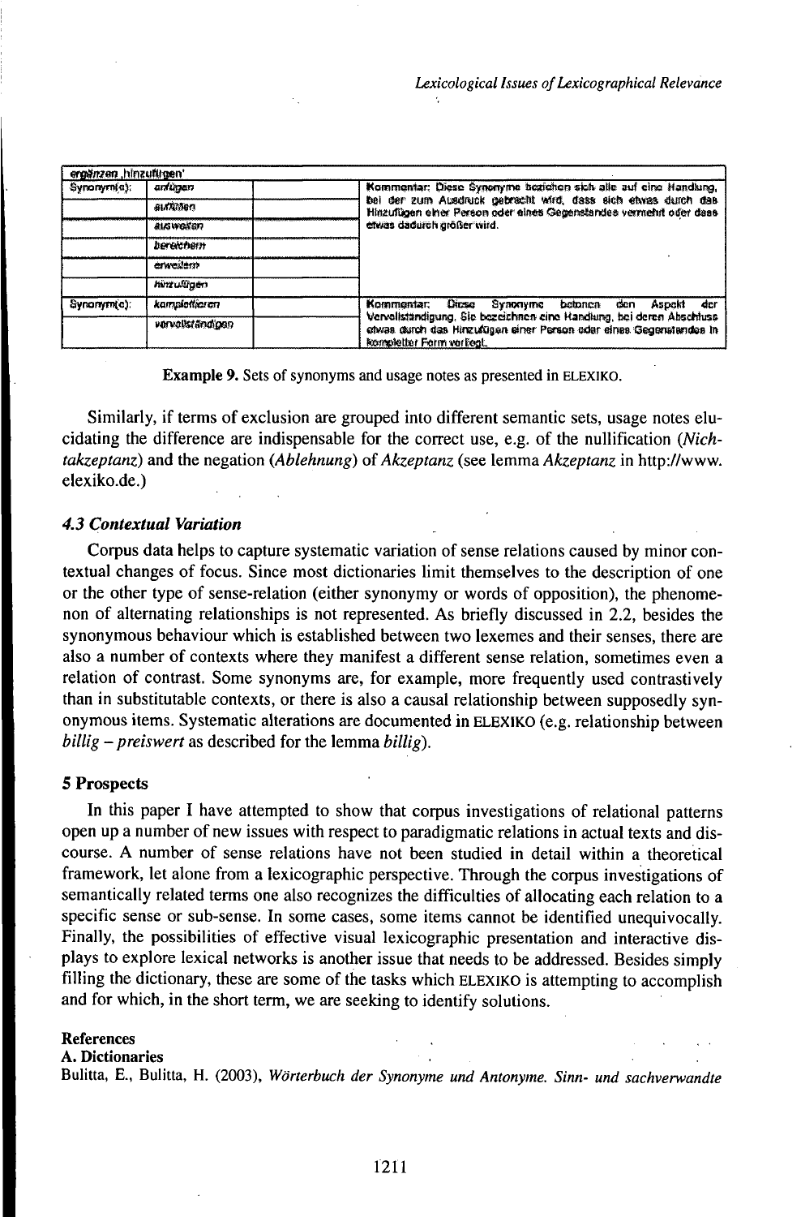| ergänzen ,hinzufügen' | | | |
| --- | --- | --- | --- |
| Synonym(e): | anfügen | | Kommentar: Diese Synonyme beziehen sich alle auf eine Handlung, bei der zum Ausdruck gebracht wird, dass sich etwas durch das Hinzufügen einer Person oder eines Gegenstandes vermehrt oder dass etwas dadurch größer wird. |
| | auffüllen | | |
| | ausweiten | | |
| | bereichern | | |
| | erweitern | | |
| | hinzufügen | | |
| Synonym(e): | komplettieren | | Kommentar: Diese Synonyme betonen den Aspekt der Vervollständigung. Sie bezeichnen eine Handlung, bei deren Abschluss etwas durch das Hinzufügen einer Person oder eines Gegenstandes in kompletter Form vorliegt. |
| | vervollständigen | | |

**Example 9.** Sets of synonyms and usage notes as presented in ELEXIKO.

Similarly, if terms of exclusion are grouped into different semantic sets, usage notes elucidating the difference are indispensable for the correct use, e.g. of the nullification (*Nichtakzeptanz*) and the negation (*Ablehnung*) of *Akzeptanz* (see lemma *Akzeptanz* in http://www.elexiko.de.)

### *4.3 Contextual Variation*

Corpus data helps to capture systematic variation of sense relations caused by minor contextual changes of focus. Since most dictionaries limit themselves to the description of one or the other type of sense-relation (either synonymy or words of opposition), the phenomenon of alternating relationships is not represented. As briefly discussed in 2.2, besides the synonymous behaviour which is established between two lexemes and their senses, there are also a number of contexts where they manifest a different sense relation, sometimes even a relation of contrast. Some synonyms are, for example, more frequently used contrastively than in substitutable contexts, or there is also a causal relationship between supposedly synonymous items. Systematic alterations are documented in ELEXIKO (e.g. relationship between *billig – preiswert* as described for the lemma *billig*).

## 5 Prospects

In this paper I have attempted to show that corpus investigations of relational patterns open up a number of new issues with respect to paradigmatic relations in actual texts and discourse. A number of sense relations have not been studied in detail within a theoretical framework, let alone from a lexicographic perspective. Through the corpus investigations of semantically related terms one also recognizes the difficulties of allocating each relation to a specific sense or sub-sense. In some cases, some items cannot be identified unequivocally. Finally, the possibilities of effective visual lexicographic presentation and interactive displays to explore lexical networks is another issue that needs to be addressed. Besides simply filling the dictionary, these are some of the tasks which ELEXIKO is attempting to accomplish and for which, in the short term, we are seeking to identify solutions.

**References**

**A. Dictionaries**

Bulitta, E., Bulitta, H. (2003), *Wörterbuch der Synonyme und Antonyme. Sinn- und sachverwandte*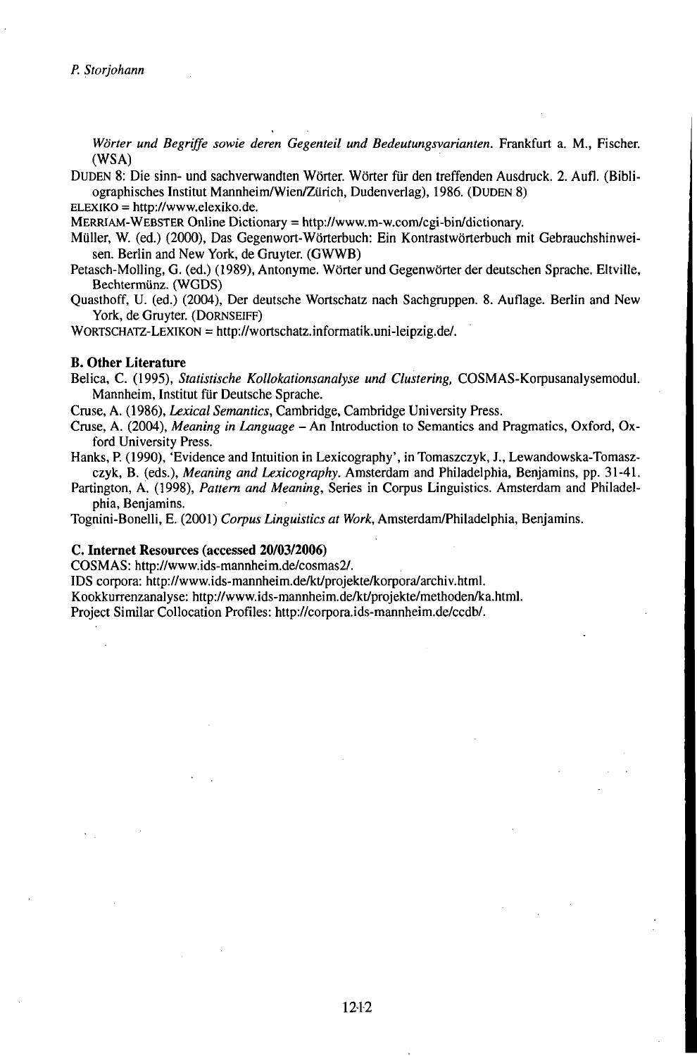*Wörter und Begriffe sowie deren Gegenteil und Bedeutungsvarianten*. Frankfurt a. M., Fischer. (WSA)

DUDEN 8: Die sinn- und sachverwandten Wörter. Wörter für den treffenden Ausdruck. 2. Aufl. (Bibliographisches Institut Mannheim/Wien/Zürich, Dudenverlag), 1986. (DUDEN 8)

ELEXIKO = http://www.elexiko.de.

MERRIAM-WEBSTER Online Dictionary = http://www.m-w.com/cgi-bin/dictionary.

Müller, W. (ed.) (2000), Das Gegenwort-Wörterbuch: Ein Kontrastwörterbuch mit Gebrauchshinweisen. Berlin and New York, de Gruyter. (GWWB)

Petasch-Molling, G. (ed.) (1989), Antonyme. Wörter und Gegenwörter der deutschen Sprache. Eltville, Bechtermünz. (WGDS)

Quasthoff, U. (ed.) (2004), Der deutsche Wortschatz nach Sachgruppen. 8. Auflage. Berlin and New York, de Gruyter. (DORNSEIFF)

WORTSCHATZ-LEXIKON = http://wortschatz.informatik.uni-leipzig.de/.

**B. Other Literature**

Belica, C. (1995), *Statistische Kollokationsanalyse und Clustering*, COSMAS-Korpusanalysemodul. Mannheim, Institut für Deutsche Sprache.

Cruse, A. (1986), *Lexical Semantics*, Cambridge, Cambridge University Press.

Cruse, A. (2004), *Meaning in Language* – An Introduction to Semantics and Pragmatics, Oxford, Oxford University Press.

Hanks, P. (1990), 'Evidence and Intuition in Lexicography', in Tomaszczyk, J., Lewandowska-Tomaszczyk, B. (eds.), *Meaning and Lexicography*. Amsterdam and Philadelphia, Benjamins, pp. 31-41.

Partington, A. (1998), *Pattern and Meaning*, Series in Corpus Linguistics. Amsterdam and Philadelphia, Benjamins.

Tognini-Bonelli, E. (2001) *Corpus Linguistics at Work*, Amsterdam/Philadelphia, Benjamins.

**C. Internet Resources (accessed 20/03/2006)**

COSMAS: http://www.ids-mannheim.de/cosmas2/.

IDS corpora: http://www.ids-mannheim.de/kt/projekte/korpora/archiv.html.

Kookkurrenzanalyse: http://www.ids-mannheim.de/kt/projekte/methoden/ka.html.

Project Similar Collocation Profiles: http://corpora.ids-mannheim.de/ccdb/.